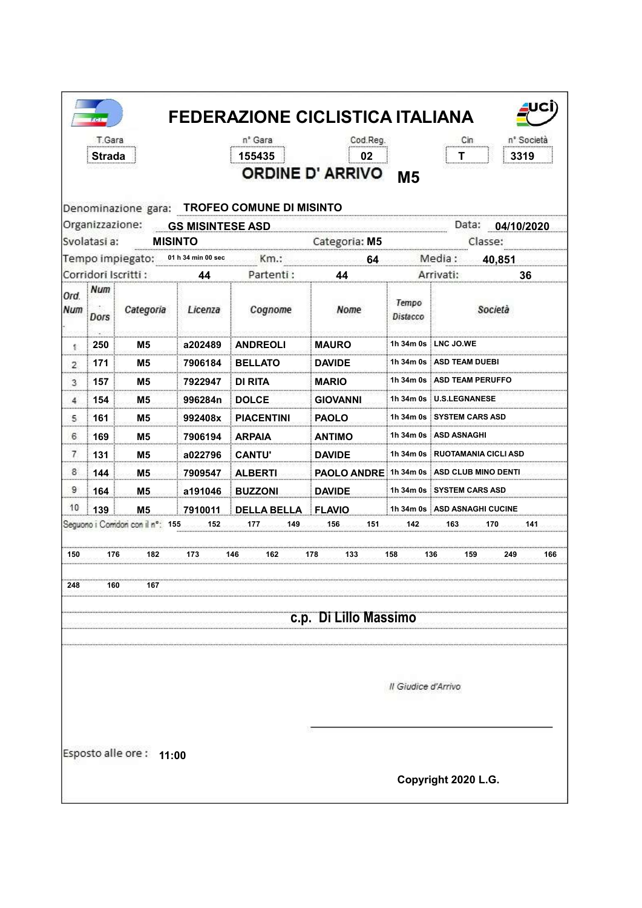# FEDERAZIONE CICLISTICA ITALIANA

| T.Gara | n° Gara | Cod.Reg. | Cin | n° Società |
|---|---|---|---|---|
| Strada | 155435 | 02 | T | 3319 |

## ORDINE D' ARRIVO M5

Denominazione gara: **TROFEO COMUNE DI MISINTO**

Organizzazione: **GS MISINTESE ASD** — Data: **04/10/2020**

Svolatasi a: **MISINTO** — Categoria: **M5** — Classe:

Tempo impiegato: **01 h 34 min 00 sec** — Km.: **64** — Media : **40,851**

Corridori Iscritti : **44** — Partenti : **44** — Arrivati: **36**

| Ord. Num | Num Dors. | Categoria | Licenza | Cognome | Nome | Tempo Distacco | Società |
|---|---|---|---|---|---|---|---|
| 1 | 250 | M5 | a202489 | ANDREOLI | MAURO | 1h 34m 0s | LNC JO.WE |
| 2 | 171 | M5 | 7906184 | BELLATO | DAVIDE | 1h 34m 0s | ASD TEAM DUEBI |
| 3 | 157 | M5 | 7922947 | DI RITA | MARIO | 1h 34m 0s | ASD TEAM PERUFFO |
| 4 | 154 | M5 | 996284n | DOLCE | GIOVANNI | 1h 34m 0s | U.S.LEGNANESE |
| 5 | 161 | M5 | 992408x | PIACENTINI | PAOLO | 1h 34m 0s | SYSTEM CARS ASD |
| 6 | 169 | M5 | 7906194 | ARPAIA | ANTIMO | 1h 34m 0s | ASD ASNAGHI |
| 7 | 131 | M5 | a022796 | CANTU' | DAVIDE | 1h 34m 0s | RUOTAMANIA CICLI ASD |
| 8 | 144 | M5 | 7909547 | ALBERTI | PAOLO ANDRE | 1h 34m 0s | ASD CLUB MINO DENTI |
| 9 | 164 | M5 | a191046 | BUZZONI | DAVIDE | 1h 34m 0s | SYSTEM CARS ASD |
| 10 | 139 | M5 | 7910011 | DELLA BELLA | FLAVIO | 1h 34m 0s | ASD ASNAGHI CUCINE |

Seguono i Corridori con il n°: 155 152 177 149 156 151 142 163 170 141

150 176 182 173 146 162 178 133 158 136 159 249 166

248 160 167

**c.p. Di Lillo Massimo**

*Il Giudice d'Arrivo*

Esposto alle ore : **11:00**

**Copyright 2020 L.G.**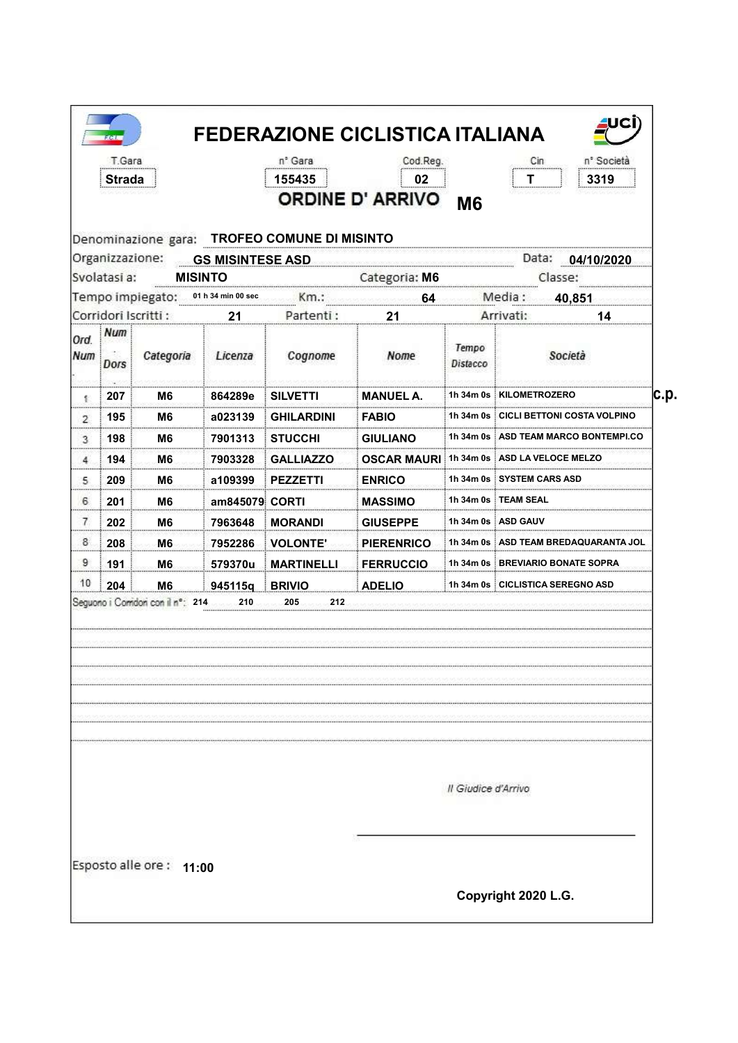# FEDERAZIONE CICLISTICA ITALIANA

| T.Gara | n° Gara | Cod.Reg. | Cin | n° Società |
|---|---|---|---|---|
| Strada | 155435 | 02 | T | 3319 |

## ORDINE D' ARRIVO M6

Denominazione gara: **TROFEO COMUNE DI MISINTO**

Organizzazione: **GS MISINTESE ASD** Data: **04/10/2020**

Svolatasi a: **MISINTO** Categoria: **M6** Classe:

Tempo impiegato: **01 h 34 min 00 sec** Km.: **64** Media : **40,851**

Corridori Iscritti : **21** Partenti : **21** Arrivati: **14**

| Ord. Num | Num Dors | Categoria | Licenza | Cognome | Nome | Tempo Distacco | Società |
|---|---|---|---|---|---|---|---|
| 1 | 207 | M6 | 864289e | SILVETTI | MANUEL A. | 1h 34m 0s | KILOMETROZERO |
| 2 | 195 | M6 | a023139 | GHILARDINI | FABIO | 1h 34m 0s | CICLI BETTONI COSTA VOLPINO |
| 3 | 198 | M6 | 7901313 | STUCCHI | GIULIANO | 1h 34m 0s | ASD TEAM MARCO BONTEMPI.CO |
| 4 | 194 | M6 | 7903328 | GALLIAZZO | OSCAR MAURI | 1h 34m 0s | ASD LA VELOCE MELZO |
| 5 | 209 | M6 | a109399 | PEZZETTI | ENRICO | 1h 34m 0s | SYSTEM CARS ASD |
| 6 | 201 | M6 | am845079 | CORTI | MASSIMO | 1h 34m 0s | TEAM SEAL |
| 7 | 202 | M6 | 7963648 | MORANDI | GIUSEPPE | 1h 34m 0s | ASD GAUV |
| 8 | 208 | M6 | 7952286 | VOLONTE' | PIERENRICO | 1h 34m 0s | ASD TEAM BREDAQUARANTA JOL |
| 9 | 191 | M6 | 579370u | MARTINELLI | FERRUCCIO | 1h 34m 0s | BREVIARIO BONATE SOPRA |
| 10 | 204 | M6 | 945115q | BRIVIO | ADELIO | 1h 34m 0s | CICLISTICA SEREGNO ASD |

c.p.

Seguono i Corridori con il n°: 214 210 205 212

*Il Giudice d'Arrivo*

Esposto alle ore : **11:00**

**Copyright 2020 L.G.**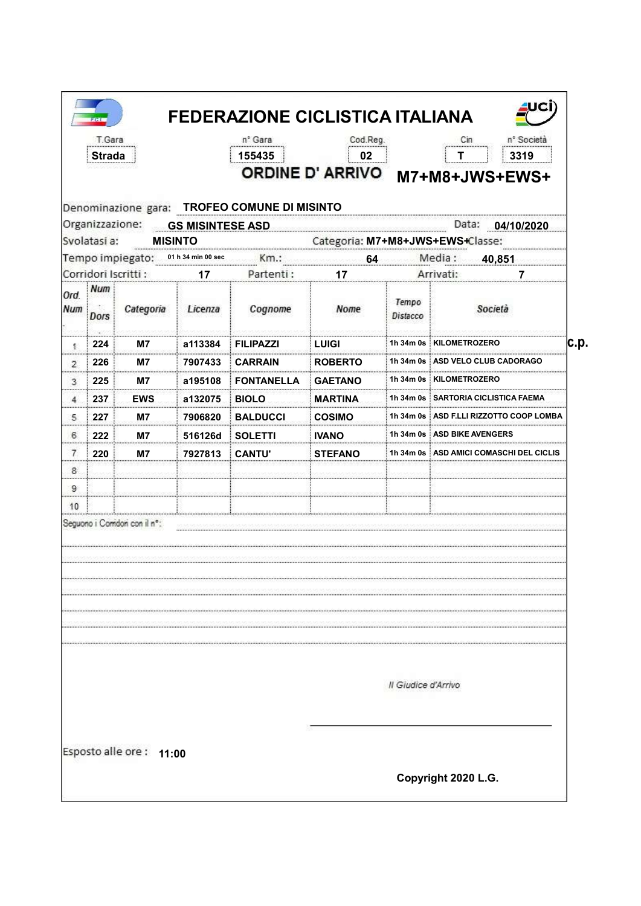# FEDERAZIONE CICLISTICA ITALIANA

| T.Gara | n° Gara | Cod.Reg. | Cin | n° Società |
|---|---|---|---|---|
| Strada | 155435 | 02 | T | 3319 |

## ORDINE D' ARRIVO M7+M8+JWS+EWS+

Denominazione gara: **TROFEO COMUNE DI MISINTO**

Organizzazione: **GS MISINTESE ASD** Data: **04/10/2020**

Svolatasi a: **MISINTO** Categoria: **M7+M8+JWS+EWS+** Classe:

Tempo impiegato: **01 h 34 min 00 sec** Km.: **64** Media : **40,851**

Corridori Iscritti : **17** Partenti : **17** Arrivati: **7**

| Ord. Num | Num Dors | Categoria | Licenza | Cognome | Nome | Tempo Distacco | Società |
|---|---|---|---|---|---|---|---|
| 1 | 224 | M7 | a113384 | FILIPAZZI | LUIGI | 1h 34m 0s | KILOMETROZERO |
| 2 | 226 | M7 | 7907433 | CARRAIN | ROBERTO | 1h 34m 0s | ASD VELO CLUB CADORAGO |
| 3 | 225 | M7 | a195108 | FONTANELLA | GAETANO | 1h 34m 0s | KILOMETROZERO |
| 4 | 237 | EWS | a132075 | BIOLO | MARTINA | 1h 34m 0s | SARTORIA CICLISTICA FAEMA |
| 5 | 227 | M7 | 7906820 | BALDUCCI | COSIMO | 1h 34m 0s | ASD F.LLI RIZZOTTO COOP LOMBA |
| 6 | 222 | M7 | 516126d | SOLETTI | IVANO | 1h 34m 0s | ASD BIKE AVENGERS |
| 7 | 220 | M7 | 7927813 | CANTU' | STEFANO | 1h 34m 0s | ASD AMICI COMASCHI DEL CICLIS |
| 8 | | | | | | | |
| 9 | | | | | | | |
| 10 | | | | | | | |

c.p.

Seguono i Corridori con il n°:

*Il Giudice d'Arrivo*

Esposto alle ore : **11:00**

**Copyright 2020 L.G.**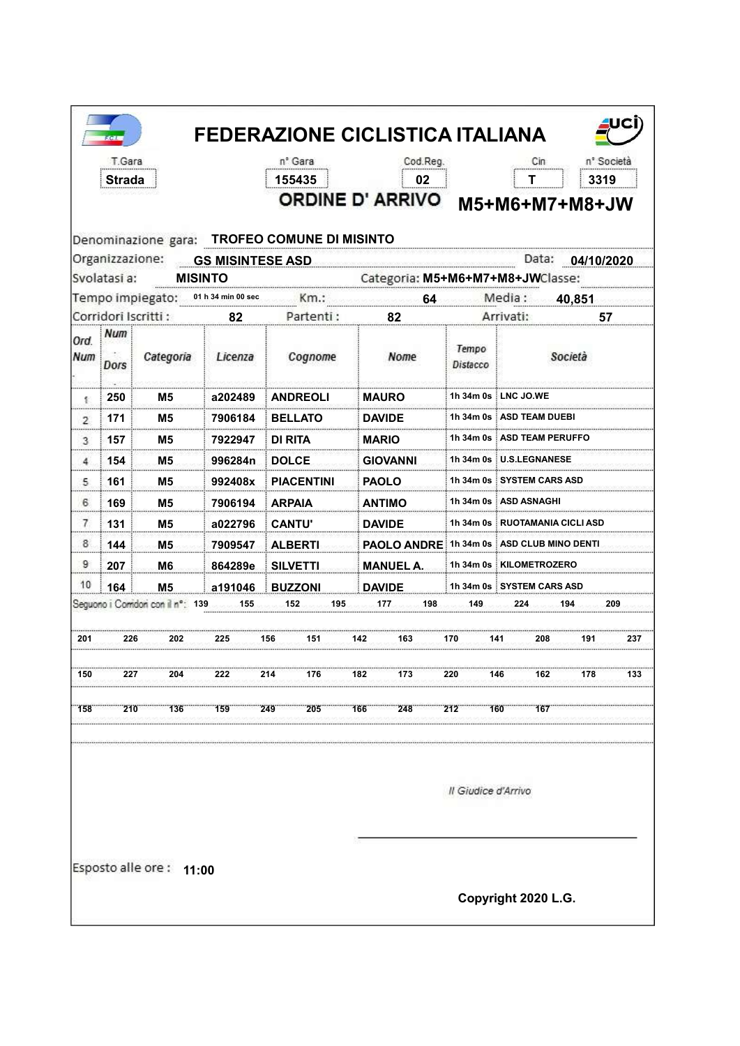# FEDERAZIONE CICLISTICA ITALIANA

| T.Gara | n° Gara | Cod.Reg. | Cin | n° Società |
|---|---|---|---|---|
| Strada | 155435 | 02 | T | 3319 |

## ORDINE D' ARRIVO M5+M6+M7+M8+JW

Denominazione gara: **TROFEO COMUNE DI MISINTO**

Organizzazione: **GS MISINTESE ASD** Data: **04/10/2020**

Svolatasi a: **MISINTO** Categoria: **M5+M6+M7+M8+JW** Classe:

Tempo impiegato: **01 h 34 min 00 sec** Km.: **64** Media : **40,851**

Corridori Iscritti : **82** Partenti : **82** Arrivati: **57**

| Ord. Num | Num Dors | Categoria | Licenza | Cognome | Nome | Tempo Distacco | Società |
|---|---|---|---|---|---|---|---|
| 1 | 250 | M5 | a202489 | ANDREOLI | MAURO | 1h 34m 0s | LNC JO.WE |
| 2 | 171 | M5 | 7906184 | BELLATO | DAVIDE | 1h 34m 0s | ASD TEAM DUEBI |
| 3 | 157 | M5 | 7922947 | DI RITA | MARIO | 1h 34m 0s | ASD TEAM PERUFFO |
| 4 | 154 | M5 | 996284n | DOLCE | GIOVANNI | 1h 34m 0s | U.S.LEGNANESE |
| 5 | 161 | M5 | 992408x | PIACENTINI | PAOLO | 1h 34m 0s | SYSTEM CARS ASD |
| 6 | 169 | M5 | 7906194 | ARPAIA | ANTIMO | 1h 34m 0s | ASD ASNAGHI |
| 7 | 131 | M5 | a022796 | CANTU' | DAVIDE | 1h 34m 0s | RUOTAMANIA CICLI ASD |
| 8 | 144 | M5 | 7909547 | ALBERTI | PAOLO ANDRE | 1h 34m 0s | ASD CLUB MINO DENTI |
| 9 | 207 | M6 | 864289e | SILVETTI | MANUEL A. | 1h 34m 0s | KILOMETROZERO |
| 10 | 164 | M5 | a191046 | BUZZONI | DAVIDE | 1h 34m 0s | SYSTEM CARS ASD |

Seguono i Corridori con il n°: 139 155 152 195 177 198 149 224 194 209

201 226 202 225 156 151 142 163 170 141 208 191 237

150 227 204 222 214 176 182 173 220 146 162 178 133

158 210 136 159 249 205 166 248 212 160 167

*Il Giudice d'Arrivo*

Esposto alle ore : **11:00**

**Copyright 2020 L.G.**